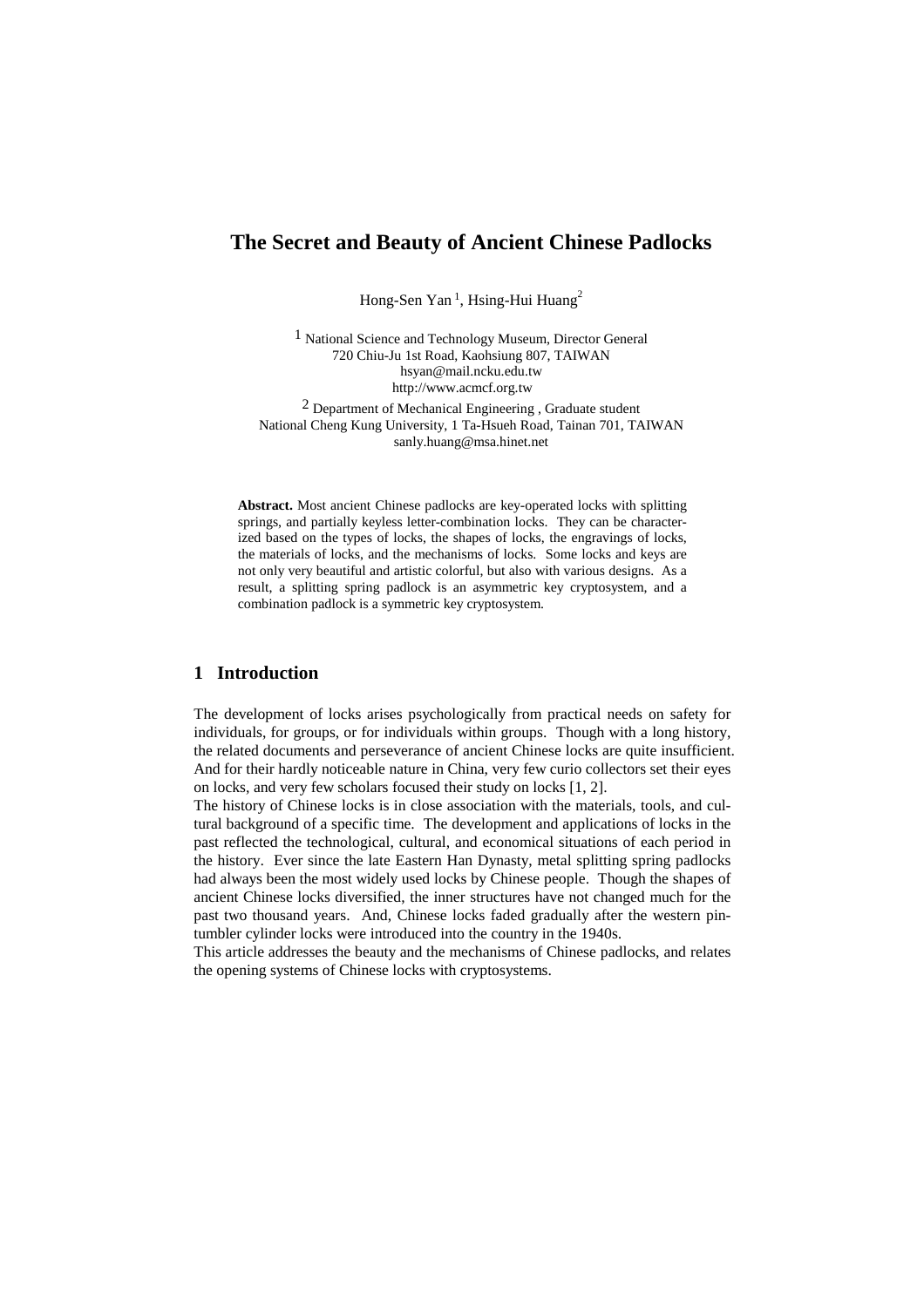# The Secret and Beauty of Ancient Chinese Padlocks

Hong-Sen Yan [1], Hsing-Hui Huang[2]

[1] National Science and Technology Museum, Director General
720 Chiu-Ju 1st Road, Kaohsiung 807, TAIWAN
hsyan@mail.ncku.edu.tw
http://www.acmcf.org.tw

[2] Department of Mechanical Engineering , Graduate student
National Cheng Kung University, 1 Ta-Hsueh Road, Tainan 701, TAIWAN
sanly.huang@msa.hinet.net

**Abstract.** Most ancient Chinese padlocks are key-operated locks with splitting springs, and partially keyless letter-combination locks. They can be characterized based on the types of locks, the shapes of locks, the engravings of locks, the materials of locks, and the mechanisms of locks. Some locks and keys are not only very beautiful and artistic colorful, but also with various designs. As a result, a splitting spring padlock is an asymmetric key cryptosystem, and a combination padlock is a symmetric key cryptosystem.

## 1 Introduction

The development of locks arises psychologically from practical needs on safety for individuals, for groups, or for individuals within groups. Though with a long history, the related documents and perseverance of ancient Chinese locks are quite insufficient. And for their hardly noticeable nature in China, very few curio collectors set their eyes on locks, and very few scholars focused their study on locks [1, 2].

The history of Chinese locks is in close association with the materials, tools, and cultural background of a specific time. The development and applications of locks in the past reflected the technological, cultural, and economical situations of each period in the history. Ever since the late Eastern Han Dynasty, metal splitting spring padlocks had always been the most widely used locks by Chinese people. Though the shapes of ancient Chinese locks diversified, the inner structures have not changed much for the past two thousand years. And, Chinese locks faded gradually after the western pin-tumbler cylinder locks were introduced into the country in the 1940s.

This article addresses the beauty and the mechanisms of Chinese padlocks, and relates the opening systems of Chinese locks with cryptosystems.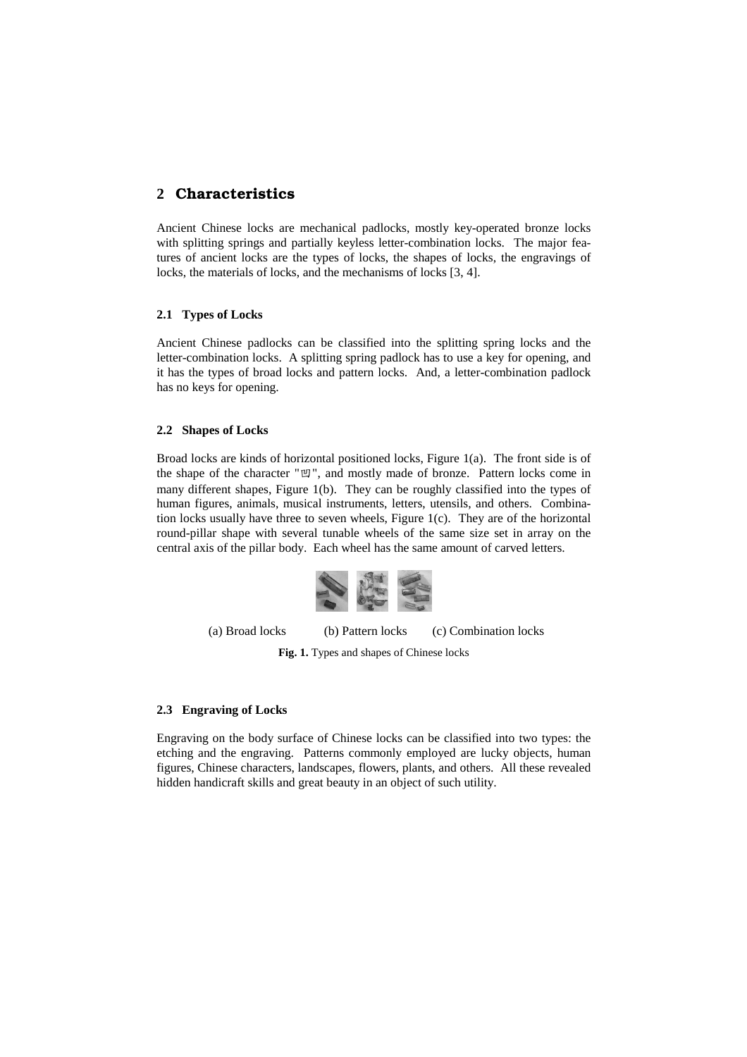## 2 Characteristics

Ancient Chinese locks are mechanical padlocks, mostly key-operated bronze locks with splitting springs and partially keyless letter-combination locks. The major features of ancient locks are the types of locks, the shapes of locks, the engravings of locks, the materials of locks, and the mechanisms of locks [3, 4].

### 2.1 Types of Locks

Ancient Chinese padlocks can be classified into the splitting spring locks and the letter-combination locks. A splitting spring padlock has to use a key for opening, and it has the types of broad locks and pattern locks. And, a letter-combination padlock has no keys for opening.

### 2.2 Shapes of Locks

Broad locks are kinds of horizontal positioned locks, Figure 1(a). The front side is of the shape of the character "凹", and mostly made of bronze. Pattern locks come in many different shapes, Figure 1(b). They can be roughly classified into the types of human figures, animals, musical instruments, letters, utensils, and others. Combination locks usually have three to seven wheels, Figure 1(c). They are of the horizontal round-pillar shape with several tunable wheels of the same size set in array on the central axis of the pillar body. Each wheel has the same amount of carved letters.

(a) Broad locks (b) Pattern locks (c) Combination locks

**Fig. 1.** Types and shapes of Chinese locks

### 2.3 Engraving of Locks

Engraving on the body surface of Chinese locks can be classified into two types: the etching and the engraving. Patterns commonly employed are lucky objects, human figures, Chinese characters, landscapes, flowers, plants, and others. All these revealed hidden handicraft skills and great beauty in an object of such utility.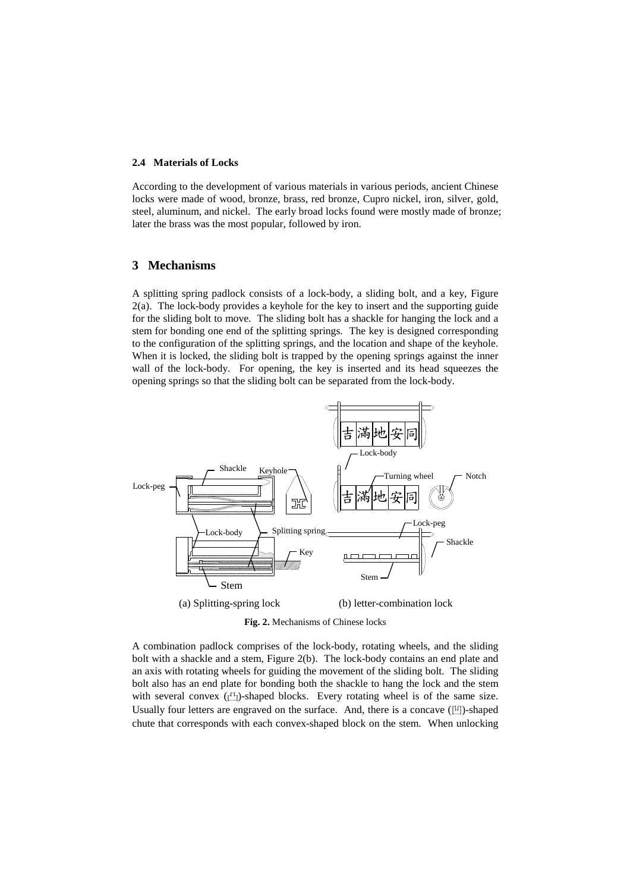### 2.4 Materials of Locks

According to the development of various materials in various periods, ancient Chinese locks were made of wood, bronze, brass, red bronze, Cupro nickel, iron, silver, gold, steel, aluminum, and nickel. The early broad locks found were mostly made of bronze; later the brass was the most popular, followed by iron.

## 3 Mechanisms

A splitting spring padlock consists of a lock-body, a sliding bolt, and a key, Figure 2(a). The lock-body provides a keyhole for the key to insert and the supporting guide for the sliding bolt to move. The sliding bolt has a shackle for hanging the lock and a stem for bonding one end of the splitting springs. The key is designed corresponding to the configuration of the splitting springs, and the location and shape of the keyhole. When it is locked, the sliding bolt is trapped by the opening springs against the inner wall of the lock-body. For opening, the key is inserted and its head squeezes the opening springs so that the sliding bolt can be separated from the lock-body.

Shackle
Keyhole
Lock-peg
Lock-body
Splitting spring
Key
Stem
吉滿地安同
Lock-body
Turning wheel
Notch
Lock-peg
Shackle
Stem

(a) Splitting-spring lock (b) letter-combination lock

**Fig. 2.** Mechanisms of Chinese locks

A combination padlock comprises of the lock-body, rotating wheels, and the sliding bolt with a shackle and a stem, Figure 2(b). The lock-body contains an end plate and an axis with rotating wheels for guiding the movement of the sliding bolt. The sliding bolt also has an end plate for bonding both the shackle to hang the lock and the stem with several convex (凸)-shaped blocks. Every rotating wheel is of the same size. Usually four letters are engraved on the surface. And, there is a concave (凹)-shaped chute that corresponds with each convex-shaped block on the stem. When unlocking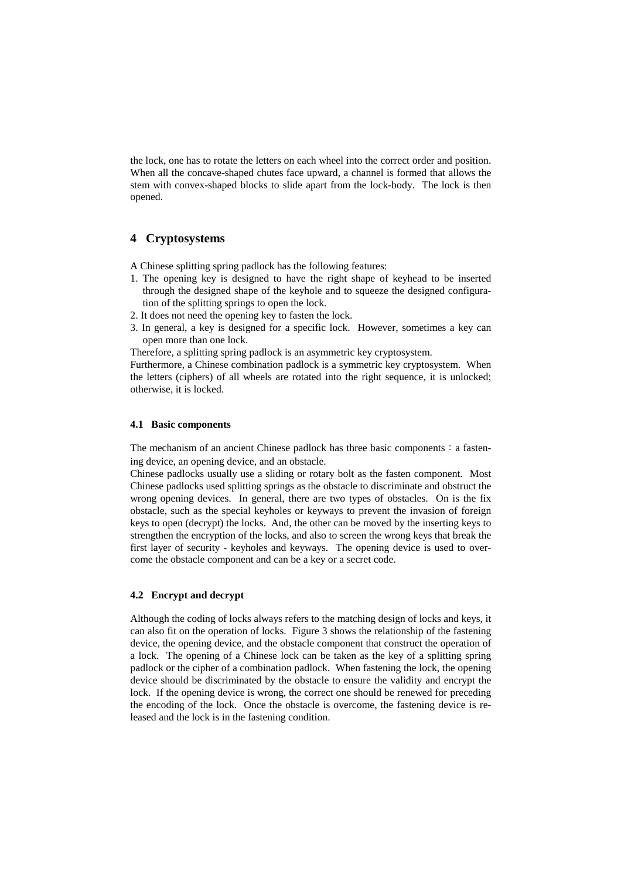the lock, one has to rotate the letters on each wheel into the correct order and position. When all the concave-shaped chutes face upward, a channel is formed that allows the stem with convex-shaped blocks to slide apart from the lock-body. The lock is then opened.

## 4 Cryptosystems

A Chinese splitting spring padlock has the following features:

1. The opening key is designed to have the right shape of keyhead to be inserted through the designed shape of the keyhole and to squeeze the designed configuration of the splitting springs to open the lock.
2. It does not need the opening key to fasten the lock.
3. In general, a key is designed for a specific lock. However, sometimes a key can open more than one lock.

Therefore, a splitting spring padlock is an asymmetric key cryptosystem.

Furthermore, a Chinese combination padlock is a symmetric key cryptosystem. When the letters (ciphers) of all wheels are rotated into the right sequence, it is unlocked; otherwise, it is locked.

### 4.1 Basic components

The mechanism of an ancient Chinese padlock has three basic components：a fastening device, an opening device, and an obstacle.

Chinese padlocks usually use a sliding or rotary bolt as the fasten component. Most Chinese padlocks used splitting springs as the obstacle to discriminate and obstruct the wrong opening devices. In general, there are two types of obstacles. On is the fix obstacle, such as the special keyholes or keyways to prevent the invasion of foreign keys to open (decrypt) the locks. And, the other can be moved by the inserting keys to strengthen the encryption of the locks, and also to screen the wrong keys that break the first layer of security - keyholes and keyways. The opening device is used to overcome the obstacle component and can be a key or a secret code.

### 4.2 Encrypt and decrypt

Although the coding of locks always refers to the matching design of locks and keys, it can also fit on the operation of locks. Figure 3 shows the relationship of the fastening device, the opening device, and the obstacle component that construct the operation of a lock. The opening of a Chinese lock can be taken as the key of a splitting spring padlock or the cipher of a combination padlock. When fastening the lock, the opening device should be discriminated by the obstacle to ensure the validity and encrypt the lock. If the opening device is wrong, the correct one should be renewed for preceding the encoding of the lock. Once the obstacle is overcome, the fastening device is released and the lock is in the fastening condition.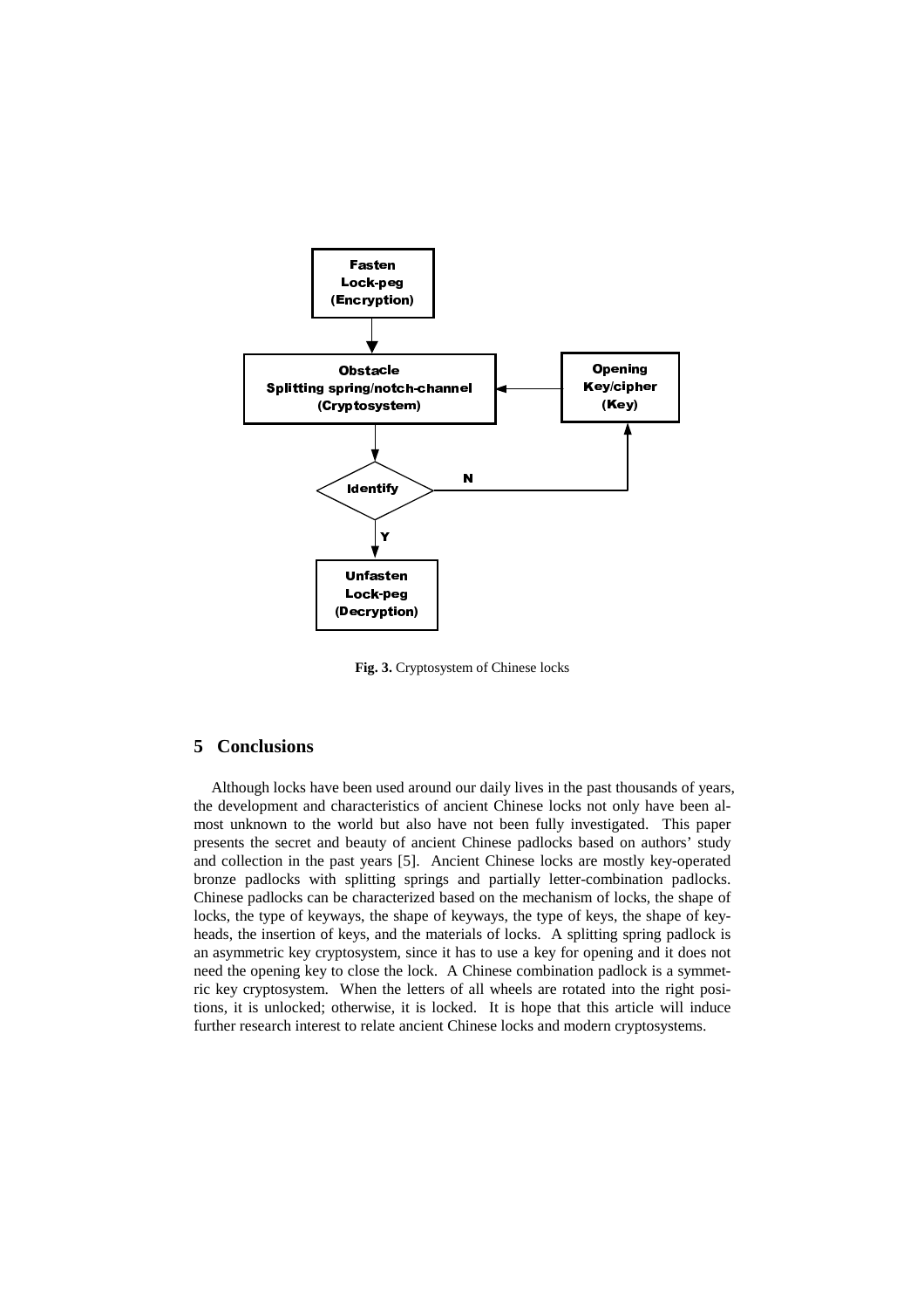Fasten
Lock-peg
(Encryption)

Obstacle
Splitting spring/notch-channel
(Cryptosystem)

Opening
Key/cipher
(Key)

Identify

N

Y

Unfasten
Lock-peg
(Decryption)

**Fig. 3.** Cryptosystem of Chinese locks

## 5 Conclusions

Although locks have been used around our daily lives in the past thousands of years, the development and characteristics of ancient Chinese locks not only have been almost unknown to the world but also have not been fully investigated. This paper presents the secret and beauty of ancient Chinese padlocks based on authors' study and collection in the past years [5]. Ancient Chinese locks are mostly key-operated bronze padlocks with splitting springs and partially letter-combination padlocks. Chinese padlocks can be characterized based on the mechanism of locks, the shape of locks, the type of keyways, the shape of keyways, the type of keys, the shape of key-heads, the insertion of keys, and the materials of locks. A splitting spring padlock is an asymmetric key cryptosystem, since it has to use a key for opening and it does not need the opening key to close the lock. A Chinese combination padlock is a symmetric key cryptosystem. When the letters of all wheels are rotated into the right positions, it is unlocked; otherwise, it is locked. It is hope that this article will induce further research interest to relate ancient Chinese locks and modern cryptosystems.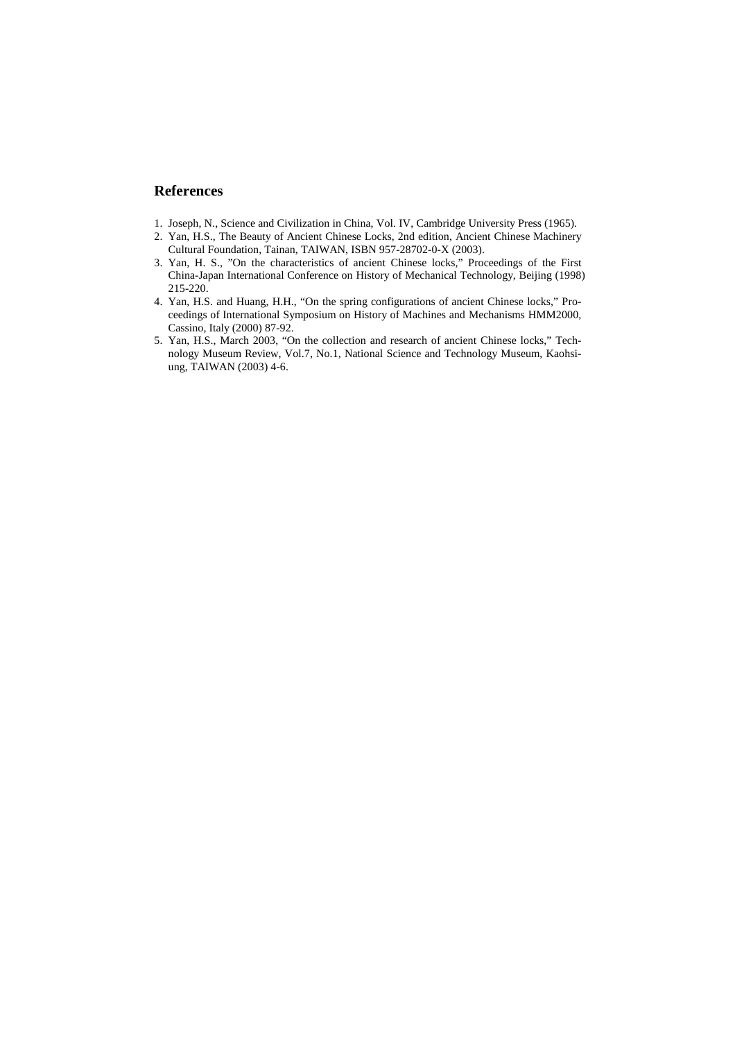## References

1. Joseph, N., Science and Civilization in China, Vol. IV, Cambridge University Press (1965).
2. Yan, H.S., The Beauty of Ancient Chinese Locks, 2nd edition, Ancient Chinese Machinery Cultural Foundation, Tainan, TAIWAN, ISBN 957-28702-0-X (2003).
3. Yan, H. S., "On the characteristics of ancient Chinese locks," Proceedings of the First China-Japan International Conference on History of Mechanical Technology, Beijing (1998) 215-220.
4. Yan, H.S. and Huang, H.H., "On the spring configurations of ancient Chinese locks," Proceedings of International Symposium on History of Machines and Mechanisms HMM2000, Cassino, Italy (2000) 87-92.
5. Yan, H.S., March 2003, "On the collection and research of ancient Chinese locks," Technology Museum Review, Vol.7, No.1, National Science and Technology Museum, Kaohsiung, TAIWAN (2003) 4-6.